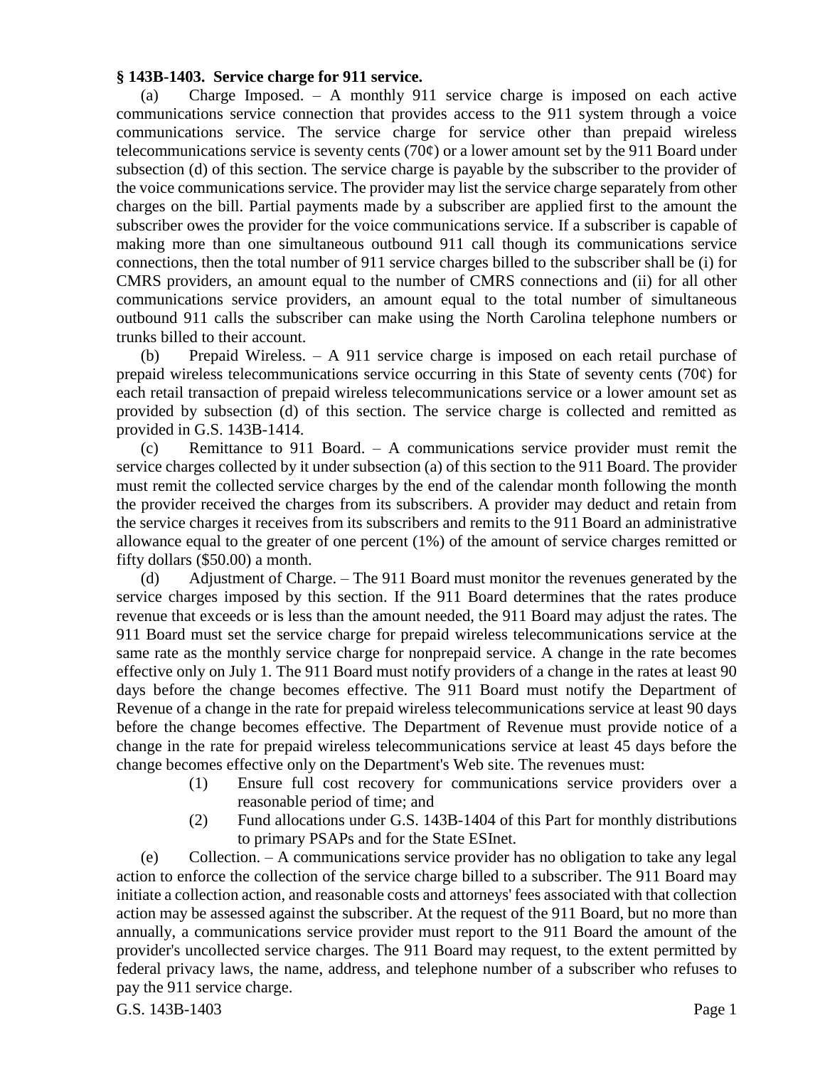**§ 143B-1403. Service charge for 911 service.**

(a) Charge Imposed. – A monthly 911 service charge is imposed on each active communications service connection that provides access to the 911 system through a voice communications service. The service charge for service other than prepaid wireless telecommunications service is seventy cents (70¢) or a lower amount set by the 911 Board under subsection (d) of this section. The service charge is payable by the subscriber to the provider of the voice communications service. The provider may list the service charge separately from other charges on the bill. Partial payments made by a subscriber are applied first to the amount the subscriber owes the provider for the voice communications service. If a subscriber is capable of making more than one simultaneous outbound 911 call though its communications service connections, then the total number of 911 service charges billed to the subscriber shall be (i) for CMRS providers, an amount equal to the number of CMRS connections and (ii) for all other communications service providers, an amount equal to the total number of simultaneous outbound 911 calls the subscriber can make using the North Carolina telephone numbers or trunks billed to their account.

(b) Prepaid Wireless. – A 911 service charge is imposed on each retail purchase of prepaid wireless telecommunications service occurring in this State of seventy cents (70¢) for each retail transaction of prepaid wireless telecommunications service or a lower amount set as provided by subsection (d) of this section. The service charge is collected and remitted as provided in G.S. 143B-1414.

(c) Remittance to 911 Board. – A communications service provider must remit the service charges collected by it under subsection (a) of this section to the 911 Board. The provider must remit the collected service charges by the end of the calendar month following the month the provider received the charges from its subscribers. A provider may deduct and retain from the service charges it receives from its subscribers and remits to the 911 Board an administrative allowance equal to the greater of one percent (1%) of the amount of service charges remitted or fifty dollars ($50.00) a month.

(d) Adjustment of Charge. – The 911 Board must monitor the revenues generated by the service charges imposed by this section. If the 911 Board determines that the rates produce revenue that exceeds or is less than the amount needed, the 911 Board may adjust the rates. The 911 Board must set the service charge for prepaid wireless telecommunications service at the same rate as the monthly service charge for nonprepaid service. A change in the rate becomes effective only on July 1. The 911 Board must notify providers of a change in the rates at least 90 days before the change becomes effective. The 911 Board must notify the Department of Revenue of a change in the rate for prepaid wireless telecommunications service at least 90 days before the change becomes effective. The Department of Revenue must provide notice of a change in the rate for prepaid wireless telecommunications service at least 45 days before the change becomes effective only on the Department's Web site. The revenues must:

(1) Ensure full cost recovery for communications service providers over a reasonable period of time; and

(2) Fund allocations under G.S. 143B-1404 of this Part for monthly distributions to primary PSAPs and for the State ESInet.

(e) Collection. – A communications service provider has no obligation to take any legal action to enforce the collection of the service charge billed to a subscriber. The 911 Board may initiate a collection action, and reasonable costs and attorneys' fees associated with that collection action may be assessed against the subscriber. At the request of the 911 Board, but no more than annually, a communications service provider must report to the 911 Board the amount of the provider's uncollected service charges. The 911 Board may request, to the extent permitted by federal privacy laws, the name, address, and telephone number of a subscriber who refuses to pay the 911 service charge.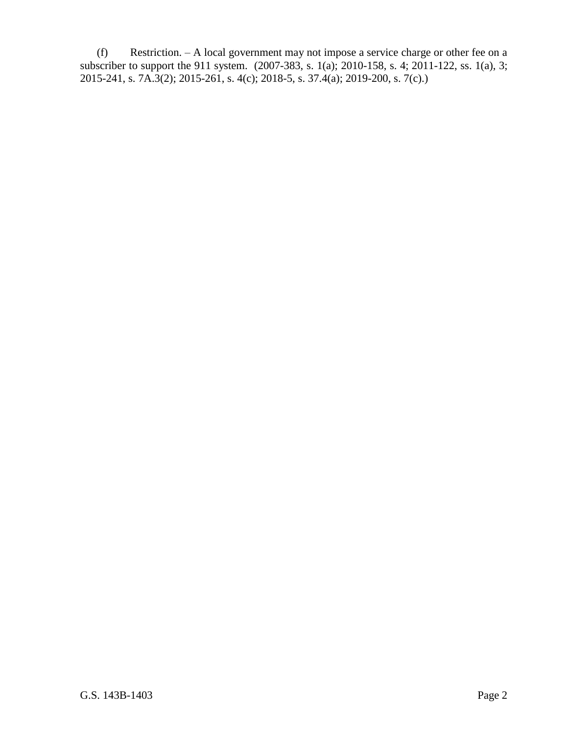(f) Restriction. – A local government may not impose a service charge or other fee on a subscriber to support the 911 system. (2007-383, s. 1(a); 2010-158, s. 4; 2011-122, ss. 1(a), 3; 2015-241, s. 7A.3(2); 2015-261, s. 4(c); 2018-5, s. 37.4(a); 2019-200, s. 7(c).)